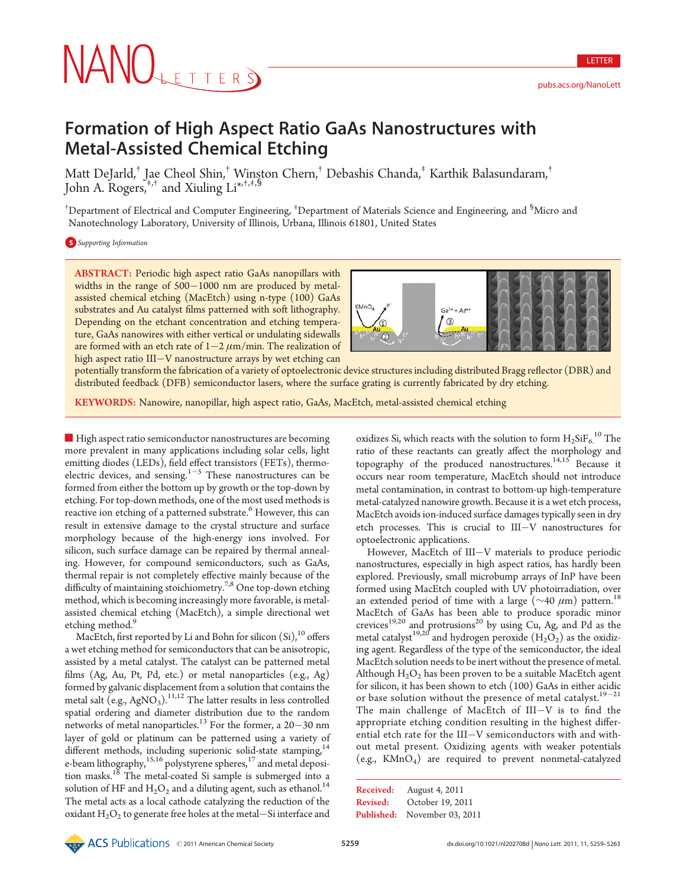# Formation of High Aspect Ratio GaAs Nanostructures with Metal-Assisted Chemical Etching

Matt DeJarld,[†] Jae Cheol Shin,[†] Winston Chern,[†] Debashis Chanda,[‡] Karthik Balasundaram,[†] John A. Rogers,[‡,†] and Xiuling Li[*,†,‡,§]

[†]Department of Electrical and Computer Engineering, [‡]Department of Materials Science and Engineering, and [§]Micro and Nanotechnology Laboratory, University of Illinois, Urbana, Illinois 61801, United States

Supporting Information

**ABSTRACT:** Periodic high aspect ratio GaAs nanopillars with widths in the range of 500−1000 nm are produced by metal-assisted chemical etching (MacEtch) using n-type (100) GaAs substrates and Au catalyst films patterned with soft lithography. Depending on the etchant concentration and etching temperature, GaAs nanowires with either vertical or undulating sidewalls are formed with an etch rate of 1−2 μm/min. The realization of high aspect ratio III−V nanostructure arrays by wet etching can potentially transform the fabrication of a variety of optoelectronic device structures including distributed Bragg reflector (DBR) and distributed feedback (DFB) semiconductor lasers, where the surface grating is currently fabricated by dry etching.

**KEYWORDS:** Nanowire, nanopillar, high aspect ratio, GaAs, MacEtch, metal-assisted chemical etching

High aspect ratio semiconductor nanostructures are becoming more prevalent in many applications including solar cells, light emitting diodes (LEDs), field effect transistors (FETs), thermoelectric devices, and sensing.[1−5] These nanostructures can be formed from either the bottom up by growth or the top-down by etching. For top-down methods, one of the most used methods is reactive ion etching of a patterned substrate.[6] However, this can result in extensive damage to the crystal structure and surface morphology because of the high-energy ions involved. For silicon, such surface damage can be repaired by thermal annealing. However, for compound semiconductors, such as GaAs, thermal repair is not completely effective mainly because of the difficulty of maintaining stoichiometry.[7,8] One top-down etching method, which is becoming increasingly more favorable, is metal-assisted chemical etching (MacEtch), a simple directional wet etching method.[9]

MacEtch, first reported by Li and Bohn for silicon (Si),[10] offers a wet etching method for semiconductors that can be anisotropic, assisted by a metal catalyst. The catalyst can be patterned metal films (Ag, Au, Pt, Pd, etc.) or metal nanoparticles (e.g., Ag) formed by galvanic displacement from a solution that contains the metal salt (e.g., $AgNO_3$).[11,12] The latter results in less controlled spatial ordering and diameter distribution due to the random networks of metal nanoparticles.[13] For the former, a 20−30 nm layer of gold or platinum can be patterned using a variety of different methods, including superionic solid-state stamping,[14] e-beam lithography,[15,16] polystyrene spheres,[17] and metal deposition masks.[18] The metal-coated Si sample is submerged into a solution of HF and $H_2O_2$ and a diluting agent, such as ethanol.[14] The metal acts as a local cathode catalyzing the reduction of the oxidant $H_2O_2$ to generate free holes at the metal−Si interface and oxidizes Si, which reacts with the solution to form $H_2SiF_6$.[10] The ratio of these reactants can greatly affect the morphology and topography of the produced nanostructures.[14,15] Because it occurs near room temperature, MacEtch should not introduce metal contamination, in contrast to bottom-up high-temperature metal-catalyzed nanowire growth. Because it is a wet etch process, MacEtch avoids ion-induced surface damages typically seen in dry etch processes. This is crucial to III−V nanostructures for optoelectronic applications.

However, MacEtch of III−V materials to produce periodic nanostructures, especially in high aspect ratios, has hardly been explored. Previously, small microbump arrays of InP have been formed using MacEtch coupled with UV photoirradiation, over an extended period of time with a large (~40 μm) pattern.[18] MacEtch of GaAs has been able to produce sporadic minor crevices[19,20] and protrusions[20] by using Cu, Ag, and Pd as the metal catalyst[19,20] and hydrogen peroxide ($H_2O_2$) as the oxidizing agent. Regardless of the type of the semiconductor, the ideal MacEtch solution needs to be inert without the presence of metal. Although $H_2O_2$ has been proven to be a suitable MacEtch agent for silicon, it has been shown to etch (100) GaAs in either acidic or base solution without the presence of metal catalyst.[19−21] The main challenge of MacEtch of III−V is to find the appropriate etching condition resulting in the highest differential etch rate for the III−V semiconductors with and without metal present. Oxidizing agents with weaker potentials (e.g., $KMnO_4$) are required to prevent nonmetal-catalyzed

Received: August 4, 2011
Revised: October 19, 2011
Published: November 03, 2011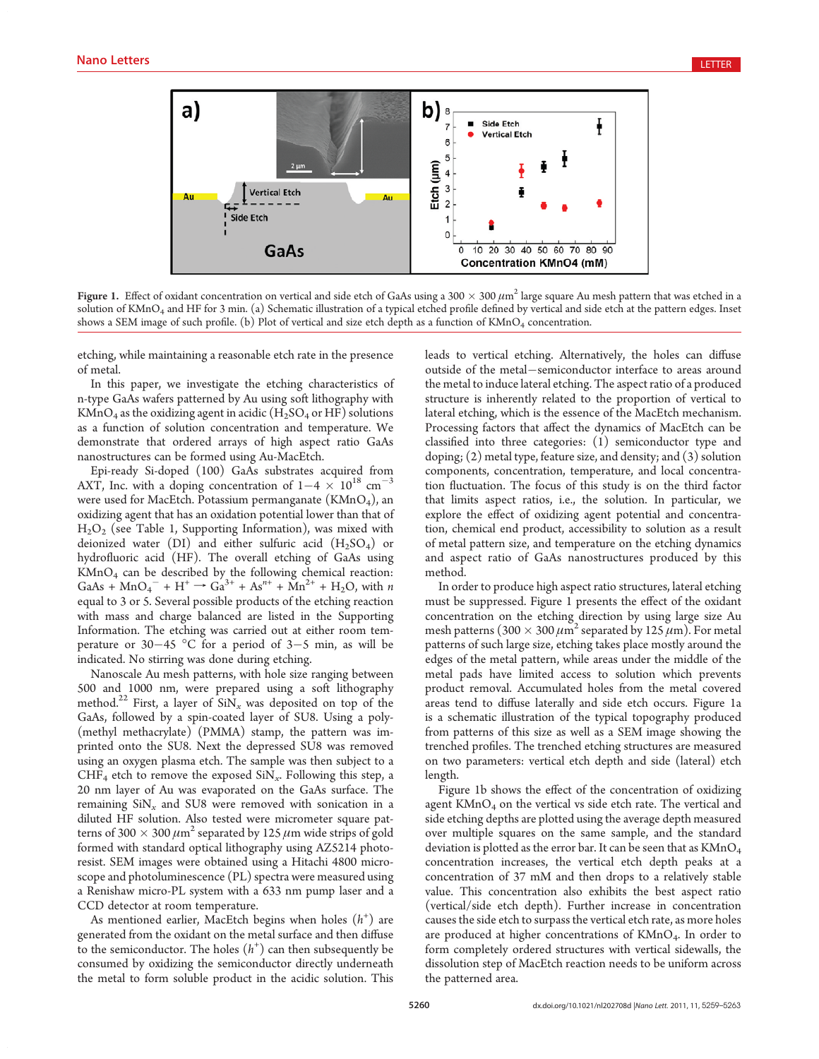**Figure 1.** Effect of oxidant concentration on vertical and side etch of GaAs using a 300 × 300 $\mu m^2$ large square Au mesh pattern that was etched in a solution of $KMnO_4$ and HF for 3 min. (a) Schematic illustration of a typical etched profile defined by vertical and side etch at the pattern edges. Inset shows a SEM image of such profile. (b) Plot of vertical and size etch depth as a function of $KMnO_4$ concentration.

etching, while maintaining a reasonable etch rate in the presence of metal.

In this paper, we investigate the etching characteristics of n-type GaAs wafers patterned by Au using soft lithography with $KMnO_4$ as the oxidizing agent in acidic ($H_2SO_4$ or HF) solutions as a function of solution concentration and temperature. We demonstrate that ordered arrays of high aspect ratio GaAs nanostructures can be formed using Au-MacEtch.

Epi-ready Si-doped (100) GaAs substrates acquired from AXT, Inc. with a doping concentration of $1-4 \times 10^{18}$ $cm^{-3}$ were used for MacEtch. Potassium permanganate ($KMnO_4$), an oxidizing agent that has an oxidation potential lower than that of $H_2O_2$ (see Table 1, Supporting Information), was mixed with deionized water (DI) and either sulfuric acid ($H_2SO_4$) or hydrofluoric acid (HF). The overall etching of GaAs using $KMnO_4$ can be described by the following chemical reaction: $GaAs + MnO_4^- + H^+ \rightarrow Ga^{3+} + As^{n+} + Mn^{2+} + H_2O$, with $n$ equal to 3 or 5. Several possible products of the etching reaction with mass and charge balanced are listed in the Supporting Information. The etching was carried out at either room temperature or 30−45 °C for a period of 3−5 min, as will be indicated. No stirring was done during etching.

Nanoscale Au mesh patterns, with hole size ranging between 500 and 1000 nm, were prepared using a soft lithography method.[22] First, a layer of $SiN_x$ was deposited on top of the GaAs, followed by a spin-coated layer of SU8. Using a poly-(methyl methacrylate) (PMMA) stamp, the pattern was imprinted onto the SU8. Next the depressed SU8 was removed using an oxygen plasma etch. The sample was then subject to a $CHF_4$ etch to remove the exposed $SiN_x$. Following this step, a 20 nm layer of Au was evaporated on the GaAs surface. The remaining $SiN_x$ and SU8 were removed with sonication in a diluted HF solution. Also tested were micrometer square patterns of 300 × 300 $\mu m^2$ separated by 125 $\mu m$ wide strips of gold formed with standard optical lithography using AZ5214 photoresist. SEM images were obtained using a Hitachi 4800 microscope and photoluminescence (PL) spectra were measured using a Renishaw micro-PL system with a 633 nm pump laser and a CCD detector at room temperature.

As mentioned earlier, MacEtch begins when holes ($h^+$) are generated from the oxidant on the metal surface and then diffuse to the semiconductor. The holes ($h^+$) can then subsequently be consumed by oxidizing the semiconductor directly underneath the metal to form soluble product in the acidic solution. This leads to vertical etching. Alternatively, the holes can diffuse outside of the metal−semiconductor interface to areas around the metal to induce lateral etching. The aspect ratio of a produced structure is inherently related to the proportion of vertical to lateral etching, which is the essence of the MacEtch mechanism. Processing factors that affect the dynamics of MacEtch can be classified into three categories: (1) semiconductor type and doping; (2) metal type, feature size, and density; and (3) solution components, concentration, temperature, and local concentration fluctuation. The focus of this study is on the third factor that limits aspect ratios, i.e., the solution. In particular, we explore the effect of oxidizing agent potential and concentration, chemical end product, accessibility to solution as a result of metal pattern size, and temperature on the etching dynamics and aspect ratio of GaAs nanostructures produced by this method.

In order to produce high aspect ratio structures, lateral etching must be suppressed. Figure 1 presents the effect of the oxidant concentration on the etching direction by using large size Au mesh patterns (300 × 300 $\mu m^2$ separated by 125 $\mu m$). For metal patterns of such large size, etching takes place mostly around the edges of the metal pattern, while areas under the middle of the metal pads have limited access to solution which prevents product removal. Accumulated holes from the metal covered areas tend to diffuse laterally and side etch occurs. Figure 1a is a schematic illustration of the typical topography produced from patterns of this size as well as a SEM image showing the trenched profiles. The trenched etching structures are measured on two parameters: vertical etch depth and side (lateral) etch length.

Figure 1b shows the effect of the concentration of oxidizing agent $KMnO_4$ on the vertical vs side etch rate. The vertical and side etching depths are plotted using the average depth measured over multiple squares on the same sample, and the standard deviation is plotted as the error bar. It can be seen that as $KMnO_4$ concentration increases, the vertical etch depth peaks at a concentration of 37 mM and then drops to a relatively stable value. This concentration also exhibits the best aspect ratio (vertical/side etch depth). Further increase in concentration causes the side etch to surpass the vertical etch rate, as more holes are produced at higher concentrations of $KMnO_4$. In order to form completely ordered structures with vertical sidewalls, the dissolution step of MacEtch reaction needs to be uniform across the patterned area.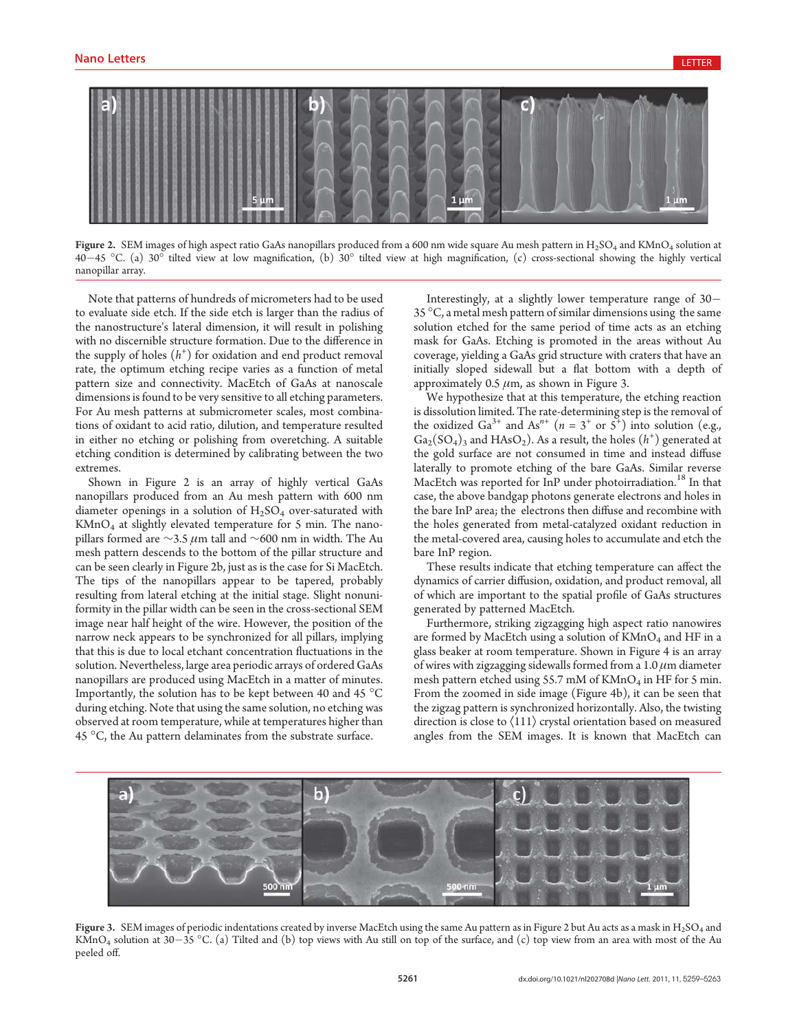Figure 2. SEM images of high aspect ratio GaAs nanopillars produced from a 600 nm wide square Au mesh pattern in $H_2SO_4$ and $KMnO_4$ solution at 40−45 °C. (a) 30° tilted view at low magnification, (b) 30° tilted view at high magnification, (c) cross-sectional showing the highly vertical nanopillar array.

Note that patterns of hundreds of micrometers had to be used to evaluate side etch. If the side etch is larger than the radius of the nanostructure's lateral dimension, it will result in polishing with no discernible structure formation. Due to the difference in the supply of holes ($h^+$) for oxidation and end product removal rate, the optimum etching recipe varies as a function of metal pattern size and connectivity. MacEtch of GaAs at nanoscale dimensions is found to be very sensitive to all etching parameters. For Au mesh patterns at submicrometer scales, most combinations of oxidant to acid ratio, dilution, and temperature resulted in either no etching or polishing from overetching. A suitable etching condition is determined by calibrating between the two extremes.

Shown in Figure 2 is an array of highly vertical GaAs nanopillars produced from an Au mesh pattern with 600 nm diameter openings in a solution of $H_2SO_4$ over-saturated with $KMnO_4$ at slightly elevated temperature for 5 min. The nanopillars formed are ~3.5 μm tall and ~600 nm in width. The Au mesh pattern descends to the bottom of the pillar structure and can be seen clearly in Figure 2b, just as is the case for Si MacEtch. The tips of the nanopillars appear to be tapered, probably resulting from lateral etching at the initial stage. Slight nonuniformity in the pillar width can be seen in the cross-sectional SEM image near half height of the wire. However, the position of the narrow neck appears to be synchronized for all pillars, implying that this is due to local etchant concentration fluctuations in the solution. Nevertheless, large area periodic arrays of ordered GaAs nanopillars are produced using MacEtch in a matter of minutes. Importantly, the solution has to be kept between 40 and 45 °C during etching. Note that using the same solution, no etching was observed at room temperature, while at temperatures higher than 45 °C, the Au pattern delaminates from the substrate surface.

Interestingly, at a slightly lower temperature range of 30−35 °C, a metal mesh pattern of similar dimensions using the same solution etched for the same period of time acts as an etching mask for GaAs. Etching is promoted in the areas without Au coverage, yielding a GaAs grid structure with craters that have an initially sloped sidewall but a flat bottom with a depth of approximately 0.5 μm, as shown in Figure 3.

We hypothesize that at this temperature, the etching reaction is dissolution limited. The rate-determining step is the removal of the oxidized $Ga^{3+}$ and $As^{n+}$ ($n = 3^+$ or $5^+$) into solution (e.g., $Ga_2(SO_4)_3$ and $HAsO_2$). As a result, the holes ($h^+$) generated at the gold surface are not consumed in time and instead diffuse laterally to promote etching of the bare GaAs. Similar reverse MacEtch was reported for InP under photoirradiation.[18] In that case, the above bandgap photons generate electrons and holes in the bare InP area; the electrons then diffuse and recombine with the holes generated from metal-catalyzed oxidant reduction in the metal-covered area, causing holes to accumulate and etch the bare InP region.

These results indicate that etching temperature can affect the dynamics of carrier diffusion, oxidation, and product removal, all of which are important to the spatial profile of GaAs structures generated by patterned MacEtch.

Furthermore, striking zigzagging high aspect ratio nanowires are formed by MacEtch using a solution of $KMnO_4$ and HF in a glass beaker at room temperature. Shown in Figure 4 is an array of wires with zigzagging sidewalls formed from a 1.0 μm diameter mesh pattern etched using 55.7 mM of $KMnO_4$ in HF for 5 min. From the zoomed in side image (Figure 4b), it can be seen that the zigzag pattern is synchronized horizontally. Also, the twisting direction is close to ⟨111⟩ crystal orientation based on measured angles from the SEM images. It is known that MacEtch can

Figure 3. SEM images of periodic indentations created by inverse MacEtch using the same Au pattern as in Figure 2 but Au acts as a mask in $H_2SO_4$ and $KMnO_4$ solution at 30−35 °C. (a) Tilted and (b) top views with Au still on top of the surface, and (c) top view from an area with most of the Au peeled off.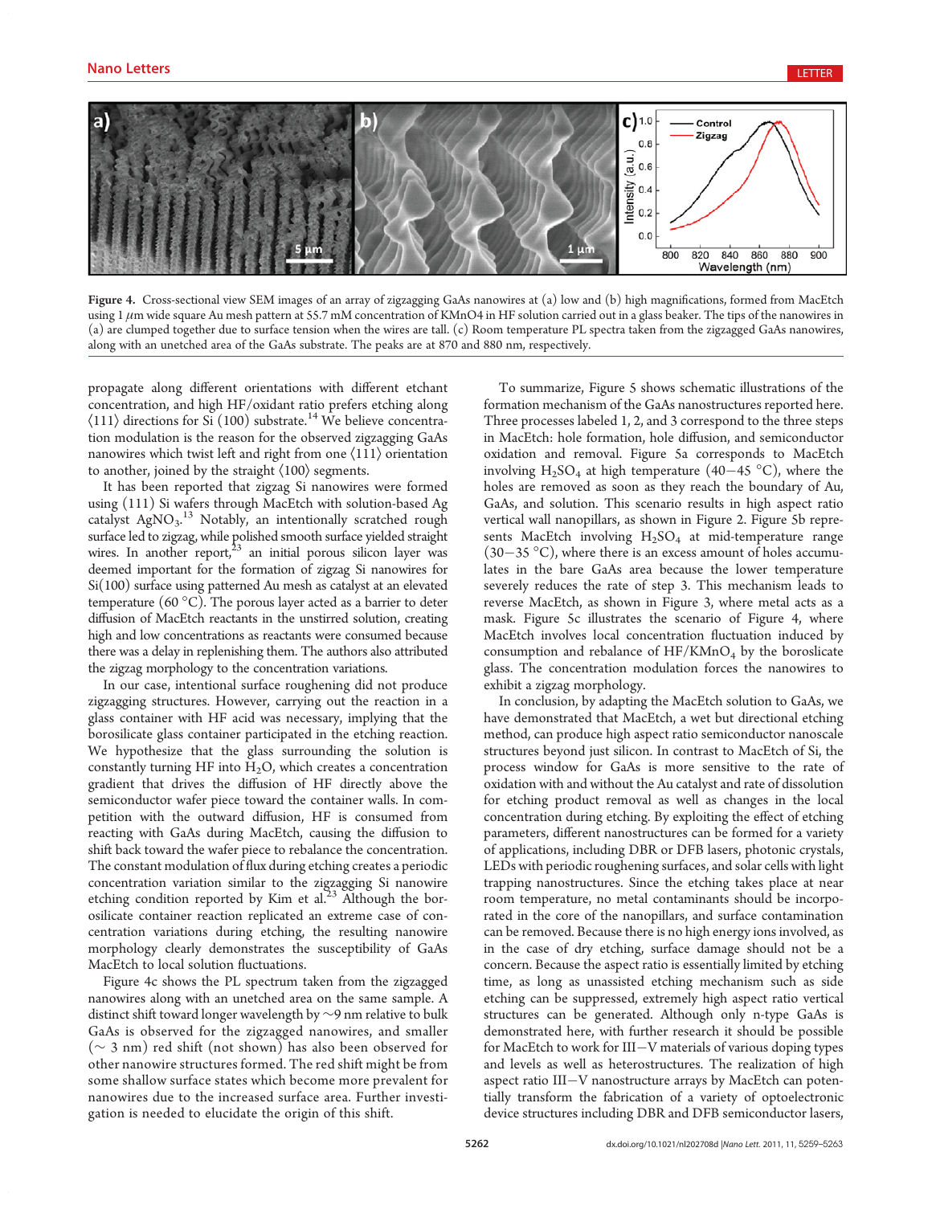Figure 4. Cross-sectional view SEM images of an array of zigzagging GaAs nanowires at (a) low and (b) high magnifications, formed from MacEtch using 1 μm wide square Au mesh pattern at 55.7 mM concentration of KMnO4 in HF solution carried out in a glass beaker. The tips of the nanowires in (a) are clumped together due to surface tension when the wires are tall. (c) Room temperature PL spectra taken from the zigzagged GaAs nanowires, along with an unetched area of the GaAs substrate. The peaks are at 870 and 880 nm, respectively.

propagate along different orientations with different etchant concentration, and high HF/oxidant ratio prefers etching along ⟨111⟩ directions for Si (100) substrate.[14] We believe concentration modulation is the reason for the observed zigzagging GaAs nanowires which twist left and right from one ⟨111⟩ orientation to another, joined by the straight ⟨100⟩ segments.

It has been reported that zigzag Si nanowires were formed using (111) Si wafers through MacEtch with solution-based Ag catalyst $AgNO_3$.[13] Notably, an intentionally scratched rough surface led to zigzag, while polished smooth surface yielded straight wires. In another report,[23] an initial porous silicon layer was deemed important for the formation of zigzag Si nanowires for Si(100) surface using patterned Au mesh as catalyst at an elevated temperature (60 °C). The porous layer acted as a barrier to deter diffusion of MacEtch reactants in the unstirred solution, creating high and low concentrations as reactants were consumed because there was a delay in replenishing them. The authors also attributed the zigzag morphology to the concentration variations.

In our case, intentional surface roughening did not produce zigzagging structures. However, carrying out the reaction in a glass container with HF acid was necessary, implying that the borosilicate glass container participated in the etching reaction. We hypothesize that the glass surrounding the solution is constantly turning HF into $H_2O$, which creates a concentration gradient that drives the diffusion of HF directly above the semiconductor wafer piece toward the container walls. In competition with the outward diffusion, HF is consumed from reacting with GaAs during MacEtch, causing the diffusion to shift back toward the wafer piece to rebalance the concentration. The constant modulation of flux during etching creates a periodic concentration variation similar to the zigzagging Si nanowire etching condition reported by Kim et al.[23] Although the borosilicate container reaction replicated an extreme case of concentration variations during etching, the resulting nanowire morphology clearly demonstrates the susceptibility of GaAs MacEtch to local solution fluctuations.

Figure 4c shows the PL spectrum taken from the zigzagged nanowires along with an unetched area on the same sample. A distinct shift toward longer wavelength by ~9 nm relative to bulk GaAs is observed for the zigzagged nanowires, and smaller (~ 3 nm) red shift (not shown) has also been observed for other nanowire structures formed. The red shift might be from some shallow surface states which become more prevalent for nanowires due to the increased surface area. Further investigation is needed to elucidate the origin of this shift.

To summarize, Figure 5 shows schematic illustrations of the formation mechanism of the GaAs nanostructures reported here. Three processes labeled 1, 2, and 3 correspond to the three steps in MacEtch: hole formation, hole diffusion, and semiconductor oxidation and removal. Figure 5a corresponds to MacEtch involving $H_2SO_4$ at high temperature (40−45 °C), where the holes are removed as soon as they reach the boundary of Au, GaAs, and solution. This scenario results in high aspect ratio vertical wall nanopillars, as shown in Figure 2. Figure 5b represents MacEtch involving $H_2SO_4$ at mid-temperature range (30−35 °C), where there is an excess amount of holes accumulates in the bare GaAs area because the lower temperature severely reduces the rate of step 3. This mechanism leads to reverse MacEtch, as shown in Figure 3, where metal acts as a mask. Figure 5c illustrates the scenario of Figure 4, where MacEtch involves local concentration fluctuation induced by consumption and rebalance of $HF/KMnO_4$ by the boroslicate glass. The concentration modulation forces the nanowires to exhibit a zigzag morphology.

In conclusion, by adapting the MacEtch solution to GaAs, we have demonstrated that MacEtch, a wet but directional etching method, can produce high aspect ratio semiconductor nanoscale structures beyond just silicon. In contrast to MacEtch of Si, the process window for GaAs is more sensitive to the rate of oxidation with and without the Au catalyst and rate of dissolution for etching product removal as well as changes in the local concentration during etching. By exploiting the effect of etching parameters, different nanostructures can be formed for a variety of applications, including DBR or DFB lasers, photonic crystals, LEDs with periodic roughening surfaces, and solar cells with light trapping nanostructures. Since the etching takes place at near room temperature, no metal contaminants should be incorporated in the core of the nanopillars, and surface contamination can be removed. Because there is no high energy ions involved, as in the case of dry etching, surface damage should not be a concern. Because the aspect ratio is essentially limited by etching time, as long as unassisted etching mechanism such as side etching can be suppressed, extremely high aspect ratio vertical structures can be generated. Although only n-type GaAs is demonstrated here, with further research it should be possible for MacEtch to work for III−V materials of various doping types and levels as well as heterostructures. The realization of high aspect ratio III−V nanostructure arrays by MacEtch can potentially transform the fabrication of a variety of optoelectronic device structures including DBR and DFB semiconductor lasers,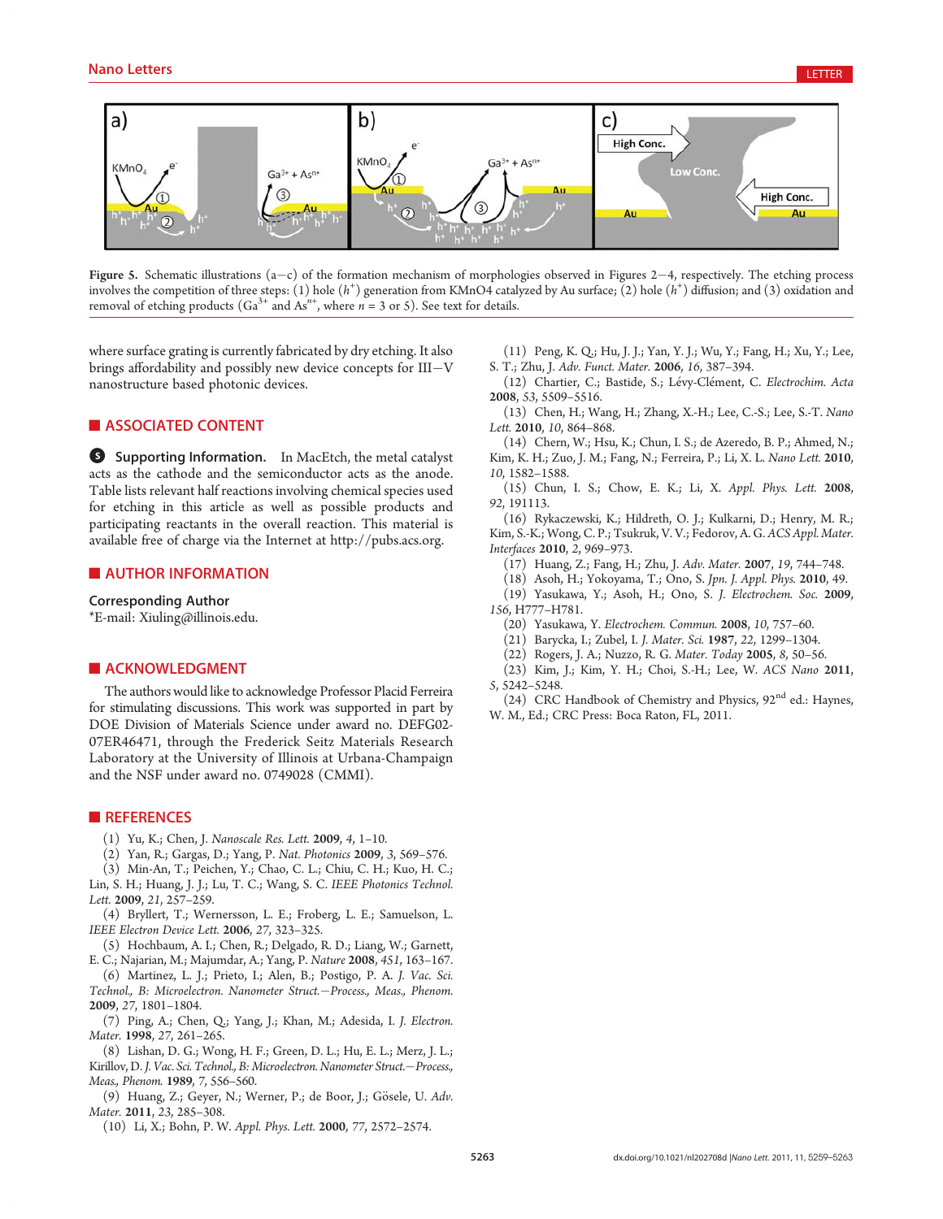Figure 5. Schematic illustrations (a−c) of the formation mechanism of morphologies observed in Figures 2−4, respectively. The etching process involves the competition of three steps: (1) hole ($h^+$) generation from KMnO4 catalyzed by Au surface; (2) hole ($h^+$) diffusion; and (3) oxidation and removal of etching products ($Ga^{3+}$ and $As^{n+}$, where $n$ = 3 or 5). See text for details.

where surface grating is currently fabricated by dry etching. It also brings affordability and possibly new device concepts for III−V nanostructure based photonic devices.

## ASSOCIATED CONTENT

**Supporting Information.** In MacEtch, the metal catalyst acts as the cathode and the semiconductor acts as the anode. Table lists relevant half reactions involving chemical species used for etching in this article as well as possible products and participating reactants in the overall reaction. This material is available free of charge via the Internet at http://pubs.acs.org.

## AUTHOR INFORMATION

### Corresponding Author

*E-mail: Xiuling@illinois.edu.

## ACKNOWLEDGMENT

The authors would like to acknowledge Professor Placid Ferreira for stimulating discussions. This work was supported in part by DOE Division of Materials Science under award no. DEFG02-07ER46471, through the Frederick Seitz Materials Research Laboratory at the University of Illinois at Urbana-Champaign and the NSF under award no. 0749028 (CMMI).

## REFERENCES

(1) Yu, K.; Chen, J. *Nanoscale Res. Lett.* **2009**, *4*, 1–10.

(2) Yan, R.; Gargas, D.; Yang, P. *Nat. Photonics* **2009**, *3*, 569–576.

(3) Min-An, T.; Peichen, Y.; Chao, C. L.; Chiu, C. H.; Kuo, H. C.; Lin, S. H.; Huang, J. J.; Lu, T. C.; Wang, S. C. *IEEE Photonics Technol. Lett.* **2009**, *21*, 257–259.

(4) Bryllert, T.; Wernersson, L. E.; Froberg, L. E.; Samuelson, L. *IEEE Electron Device Lett.* **2006**, *27*, 323–325.

(5) Hochbaum, A. I.; Chen, R.; Delgado, R. D.; Liang, W.; Garnett, E. C.; Najarian, M.; Majumdar, A.; Yang, P. *Nature* **2008**, *451*, 163–167.

(6) Martinez, L. J.; Prieto, I.; Alen, B.; Postigo, P. A. *J. Vac. Sci. Technol., B: Microelectron. Nanometer Struct.—Process., Meas., Phenom.* **2009**, *27*, 1801–1804.

(7) Ping, A.; Chen, Q.; Yang, J.; Khan, M.; Adesida, I. *J. Electron. Mater.* **1998**, *27*, 261–265.

(8) Lishan, D. G.; Wong, H. F.; Green, D. L.; Hu, E. L.; Merz, J. L.; Kirillov, D. *J. Vac. Sci. Technol., B: Microelectron. Nanometer Struct.—Process., Meas., Phenom.* **1989**, *7*, 556–560.

(9) Huang, Z.; Geyer, N.; Werner, P.; de Boor, J.; Gösele, U. *Adv. Mater.* **2011**, *23*, 285–308.

(10) Li, X.; Bohn, P. W. *Appl. Phys. Lett.* **2000**, *77*, 2572–2574.

(11) Peng, K. Q.; Hu, J. J.; Yan, Y. J.; Wu, Y.; Fang, H.; Xu, Y.; Lee, S. T.; Zhu, J. *Adv. Funct. Mater.* **2006**, *16*, 387–394.

(12) Chartier, C.; Bastide, S.; Lévy-Clément, C. *Electrochim. Acta* **2008**, *53*, 5509–5516.

(13) Chen, H.; Wang, H.; Zhang, X.-H.; Lee, C.-S.; Lee, S.-T. *Nano Lett.* **2010**, *10*, 864–868.

(14) Chern, W.; Hsu, K.; Chun, I. S.; de Azeredo, B. P.; Ahmed, N.; Kim, K. H.; Zuo, J. M.; Fang, N.; Ferreira, P.; Li, X. L. *Nano Lett.* **2010**, *10*, 1582–1588.

(15) Chun, I. S.; Chow, E. K.; Li, X. *Appl. Phys. Lett.* **2008**, *92*, 191113.

(16) Rykaczewski, K.; Hildreth, O. J.; Kulkarni, D.; Henry, M. R.; Kim, S.-K.; Wong, C. P.; Tsukruk, V. V.; Fedorov, A. G. *ACS Appl. Mater. Interfaces* **2010**, *2*, 969–973.

(17) Huang, Z.; Fang, H.; Zhu, J. *Adv. Mater.* **2007**, *19*, 744–748.

(18) Asoh, H.; Yokoyama, T.; Ono, S. *Jpn. J. Appl. Phys.* **2010**, 49.

(19) Yasukawa, Y.; Asoh, H.; Ono, S. *J. Electrochem. Soc.* **2009**, *156*, H777–H781.

(20) Yasukawa, Y. *Electrochem. Commun.* **2008**, *10*, 757–60.

(21) Barycka, I.; Zubel, I. *J. Mater. Sci.* **1987**, *22*, 1299–1304.

(22) Rogers, J. A.; Nuzzo, R. G. *Mater. Today* **2005**, *8*, 50–56.

(23) Kim, J.; Kim, Y. H.; Choi, S.-H.; Lee, W. *ACS Nano* **2011**, *5*, 5242–5248.

(24) CRC Handbook of Chemistry and Physics, 92nd ed.: Haynes, W. M., Ed.; CRC Press: Boca Raton, FL, 2011.